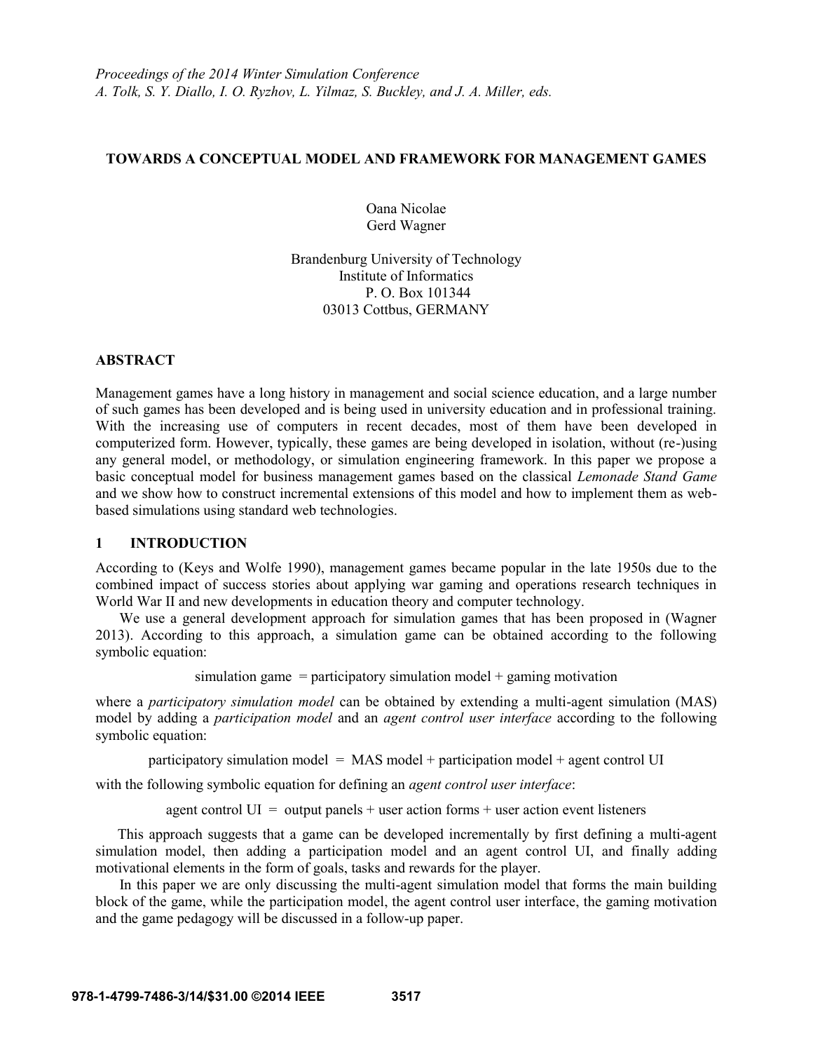*Proceedings of the 2014 Winter Simulation Conference*
*A. Tolk, S. Y. Diallo, I. O. Ryzhov, L. Yilmaz, S. Buckley, and J. A. Miller, eds.*

# TOWARDS A CONCEPTUAL MODEL AND FRAMEWORK FOR MANAGEMENT GAMES

Oana Nicolae
Gerd Wagner

Brandenburg University of Technology
Institute of Informatics
P. O. Box 101344
03013 Cottbus, GERMANY

## ABSTRACT

Management games have a long history in management and social science education, and a large number of such games has been developed and is being used in university education and in professional training. With the increasing use of computers in recent decades, most of them have been developed in computerized form. However, typically, these games are being developed in isolation, without (re-)using any general model, or methodology, or simulation engineering framework. In this paper we propose a basic conceptual model for business management games based on the classical *Lemonade Stand Game* and we show how to construct incremental extensions of this model and how to implement them as web-based simulations using standard web technologies.

## 1 INTRODUCTION

According to (Keys and Wolfe 1990), management games became popular in the late 1950s due to the combined impact of success stories about applying war gaming and operations research techniques in World War II and new developments in education theory and computer technology.

We use a general development approach for simulation games that has been proposed in (Wagner 2013). According to this approach, a simulation game can be obtained according to the following symbolic equation:

simulation game = participatory simulation model + gaming motivation

where a *participatory simulation model* can be obtained by extending a multi-agent simulation (MAS) model by adding a *participation model* and an *agent control user interface* according to the following symbolic equation:

participatory simulation model = MAS model + participation model + agent control UI

with the following symbolic equation for defining an *agent control user interface*:

agent control UI = output panels + user action forms + user action event listeners

This approach suggests that a game can be developed incrementally by first defining a multi-agent simulation model, then adding a participation model and an agent control UI, and finally adding motivational elements in the form of goals, tasks and rewards for the player.

In this paper we are only discussing the multi-agent simulation model that forms the main building block of the game, while the participation model, the agent control user interface, the gaming motivation and the game pedagogy will be discussed in a follow-up paper.

**978-1-4799-7486-3/14/$31.00 ©2014 IEEE**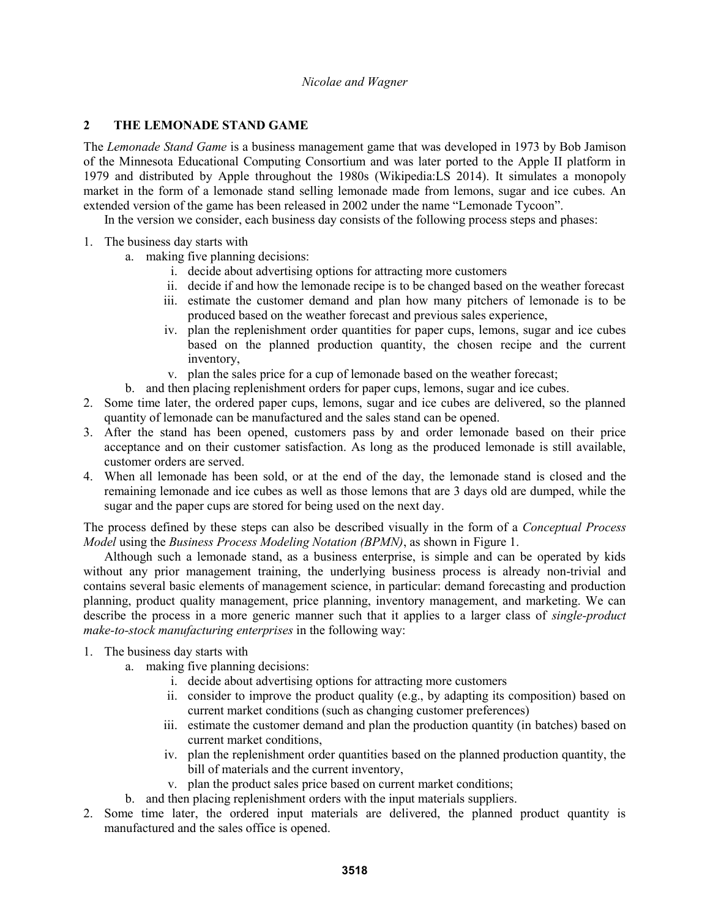## 2 THE LEMONADE STAND GAME

The *Lemonade Stand Game* is a business management game that was developed in 1973 by Bob Jamison of the Minnesota Educational Computing Consortium and was later ported to the Apple II platform in 1979 and distributed by Apple throughout the 1980s (Wikipedia:LS 2014). It simulates a monopoly market in the form of a lemonade stand selling lemonade made from lemons, sugar and ice cubes. An extended version of the game has been released in 2002 under the name "Lemonade Tycoon".

In the version we consider, each business day consists of the following process steps and phases:

1. The business day starts with
   a. making five planning decisions:
      i. decide about advertising options for attracting more customers
      ii. decide if and how the lemonade recipe is to be changed based on the weather forecast
      iii. estimate the customer demand and plan how many pitchers of lemonade is to be produced based on the weather forecast and previous sales experience,
      iv. plan the replenishment order quantities for paper cups, lemons, sugar and ice cubes based on the planned production quantity, the chosen recipe and the current inventory,
      v. plan the sales price for a cup of lemonade based on the weather forecast;
   b. and then placing replenishment orders for paper cups, lemons, sugar and ice cubes.
2. Some time later, the ordered paper cups, lemons, sugar and ice cubes are delivered, so the planned quantity of lemonade can be manufactured and the sales stand can be opened.
3. After the stand has been opened, customers pass by and order lemonade based on their price acceptance and on their customer satisfaction. As long as the produced lemonade is still available, customer orders are served.
4. When all lemonade has been sold, or at the end of the day, the lemonade stand is closed and the remaining lemonade and ice cubes as well as those lemons that are 3 days old are dumped, while the sugar and the paper cups are stored for being used on the next day.

The process defined by these steps can also be described visually in the form of a *Conceptual Process Model* using the *Business Process Modeling Notation (BPMN)*, as shown in Figure 1.

Although such a lemonade stand, as a business enterprise, is simple and can be operated by kids without any prior management training, the underlying business process is already non-trivial and contains several basic elements of management science, in particular: demand forecasting and production planning, product quality management, price planning, inventory management, and marketing. We can describe the process in a more generic manner such that it applies to a larger class of *single-product make-to-stock manufacturing enterprises* in the following way:

1. The business day starts with
   a. making five planning decisions:
      i. decide about advertising options for attracting more customers
      ii. consider to improve the product quality (e.g., by adapting its composition) based on current market conditions (such as changing customer preferences)
      iii. estimate the customer demand and plan the production quantity (in batches) based on current market conditions,
      iv. plan the replenishment order quantities based on the planned production quantity, the bill of materials and the current inventory,
      v. plan the product sales price based on current market conditions;
   b. and then placing replenishment orders with the input materials suppliers.
2. Some time later, the ordered input materials are delivered, the planned product quantity is manufactured and the sales office is opened.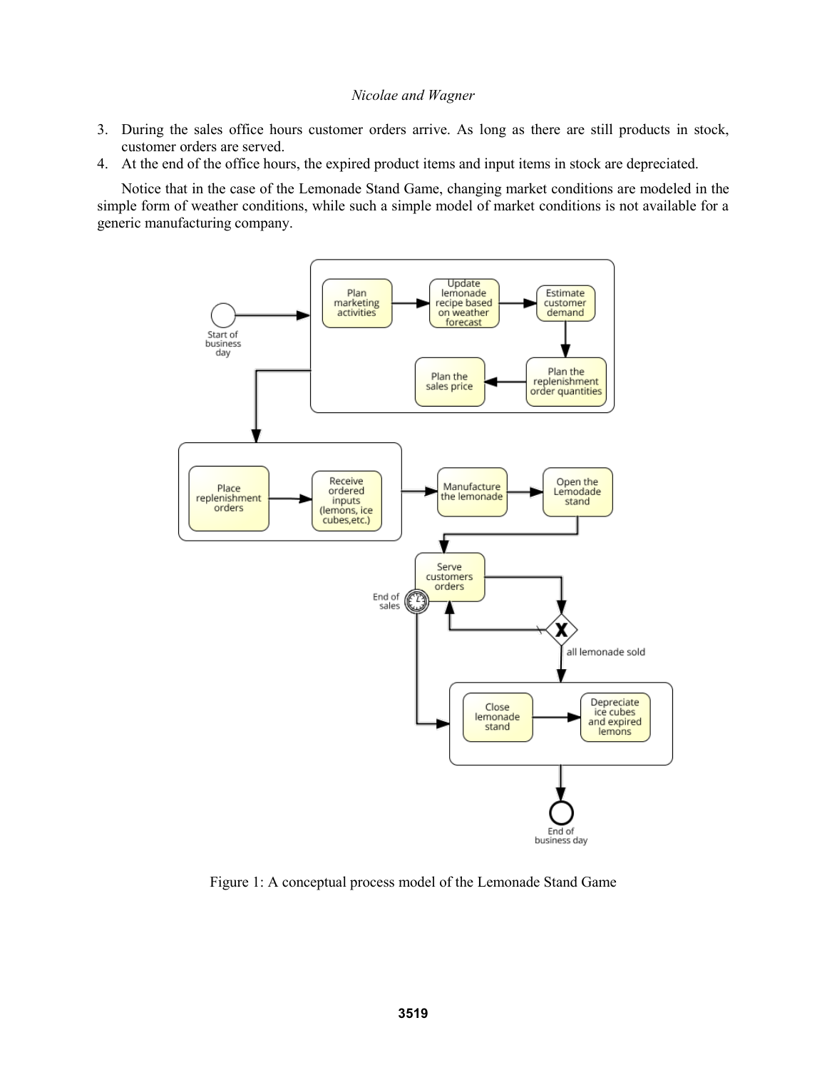3. During the sales office hours customer orders arrive. As long as there are still products in stock, customer orders are served.
4. At the end of the office hours, the expired product items and input items in stock are depreciated.

Notice that in the case of the Lemonade Stand Game, changing market conditions are modeled in the simple form of weather conditions, while such a simple model of market conditions is not available for a generic manufacturing company.

Figure 1: A conceptual process model of the Lemonade Stand Game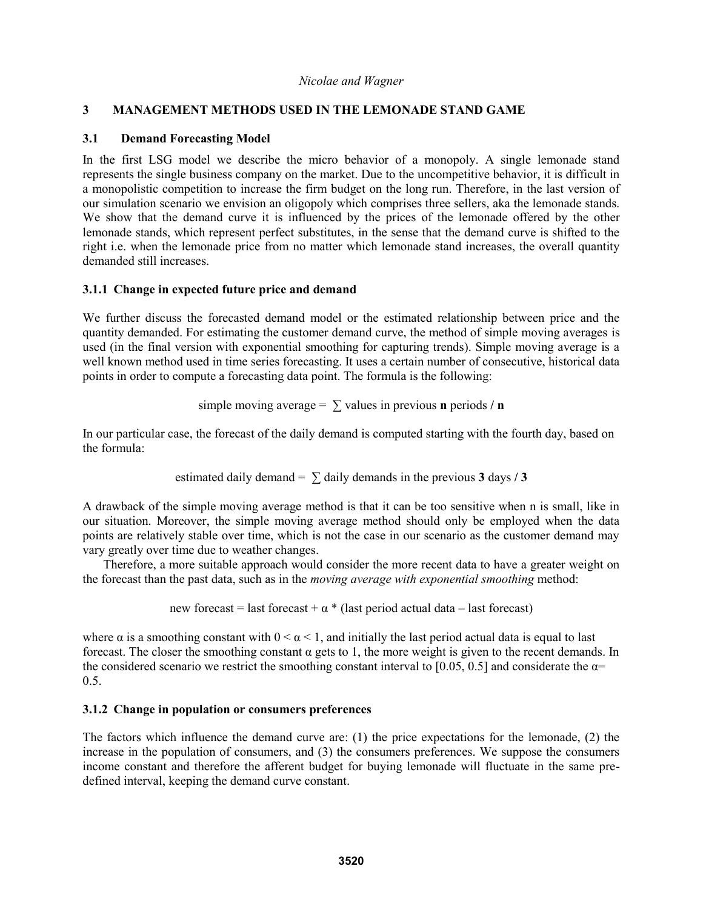## 3 MANAGEMENT METHODS USED IN THE LEMONADE STAND GAME

### 3.1 Demand Forecasting Model

In the first LSG model we describe the micro behavior of a monopoly. A single lemonade stand represents the single business company on the market. Due to the uncompetitive behavior, it is difficult in a monopolistic competition to increase the firm budget on the long run. Therefore, in the last version of our simulation scenario we envision an oligopoly which comprises three sellers, aka the lemonade stands. We show that the demand curve it is influenced by the prices of the lemonade offered by the other lemonade stands, which represent perfect substitutes, in the sense that the demand curve is shifted to the right i.e. when the lemonade price from no matter which lemonade stand increases, the overall quantity demanded still increases.

#### 3.1.1 Change in expected future price and demand

We further discuss the forecasted demand model or the estimated relationship between price and the quantity demanded. For estimating the customer demand curve, the method of simple moving averages is used (in the final version with exponential smoothing for capturing trends). Simple moving average is a well known method used in time series forecasting. It uses a certain number of consecutive, historical data points in order to compute a forecasting data point. The formula is the following:

simple moving average = $\sum$ values in previous **n** periods **/ n**

In our particular case, the forecast of the daily demand is computed starting with the fourth day, based on the formula:

estimated daily demand = $\sum$ daily demands in the previous **3** days **/ 3**

A drawback of the simple moving average method is that it can be too sensitive when n is small, like in our situation. Moreover, the simple moving average method should only be employed when the data points are relatively stable over time, which is not the case in our scenario as the customer demand may vary greatly over time due to weather changes.

Therefore, a more suitable approach would consider the more recent data to have a greater weight on the forecast than the past data, such as in the *moving average with exponential smoothing* method:

new forecast = last forecast + $\alpha$ * (last period actual data – last forecast)

where $\alpha$ is a smoothing constant with $0 < \alpha < 1$, and initially the last period actual data is equal to last forecast. The closer the smoothing constant $\alpha$ gets to 1, the more weight is given to the recent demands. In the considered scenario we restrict the smoothing constant interval to [0.05, 0.5] and considerate the $\alpha = 0.5$.

#### 3.1.2 Change in population or consumers preferences

The factors which influence the demand curve are: (1) the price expectations for the lemonade, (2) the increase in the population of consumers, and (3) the consumers preferences. We suppose the consumers income constant and therefore the afferent budget for buying lemonade will fluctuate in the same pre-defined interval, keeping the demand curve constant.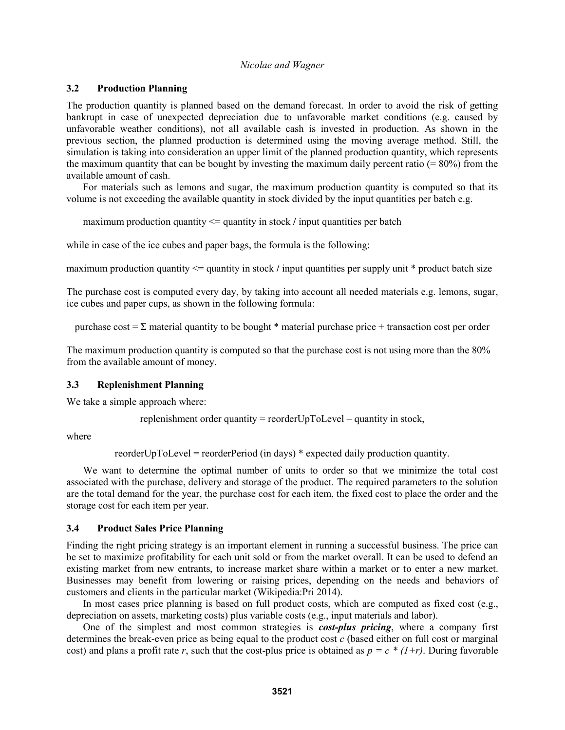### 3.2 Production Planning

The production quantity is planned based on the demand forecast. In order to avoid the risk of getting bankrupt in case of unexpected depreciation due to unfavorable market conditions (e.g. caused by unfavorable weather conditions), not all available cash is invested in production. As shown in the previous section, the planned production is determined using the moving average method. Still, the simulation is taking into consideration an upper limit of the planned production quantity, which represents the maximum quantity that can be bought by investing the maximum daily percent ratio (= 80%) from the available amount of cash.

For materials such as lemons and sugar, the maximum production quantity is computed so that its volume is not exceeding the available quantity in stock divided by the input quantities per batch e.g.

maximum production quantity <= quantity in stock / input quantities per batch

while in case of the ice cubes and paper bags, the formula is the following:

maximum production quantity <= quantity in stock / input quantities per supply unit * product batch size

The purchase cost is computed every day, by taking into account all needed materials e.g. lemons, sugar, ice cubes and paper cups, as shown in the following formula:

purchase cost = Σ material quantity to be bought * material purchase price + transaction cost per order

The maximum production quantity is computed so that the purchase cost is not using more than the 80% from the available amount of money.

### 3.3 Replenishment Planning

We take a simple approach where:

replenishment order quantity = reorderUpToLevel – quantity in stock,

where

reorderUpToLevel = reorderPeriod (in days) * expected daily production quantity.

We want to determine the optimal number of units to order so that we minimize the total cost associated with the purchase, delivery and storage of the product. The required parameters to the solution are the total demand for the year, the purchase cost for each item, the fixed cost to place the order and the storage cost for each item per year.

### 3.4 Product Sales Price Planning

Finding the right pricing strategy is an important element in running a successful business. The price can be set to maximize profitability for each unit sold or from the market overall. It can be used to defend an existing market from new entrants, to increase market share within a market or to enter a new market. Businesses may benefit from lowering or raising prices, depending on the needs and behaviors of customers and clients in the particular market (Wikipedia:Pri 2014).

In most cases price planning is based on full product costs, which are computed as fixed cost (e.g., depreciation on assets, marketing costs) plus variable costs (e.g., input materials and labor).

One of the simplest and most common strategies is ***cost-plus pricing***, where a company first determines the break-even price as being equal to the product cost $c$ (based either on full cost or marginal cost) and plans a profit rate $r$, such that the cost-plus price is obtained as $p = c * (1+r)$. During favorable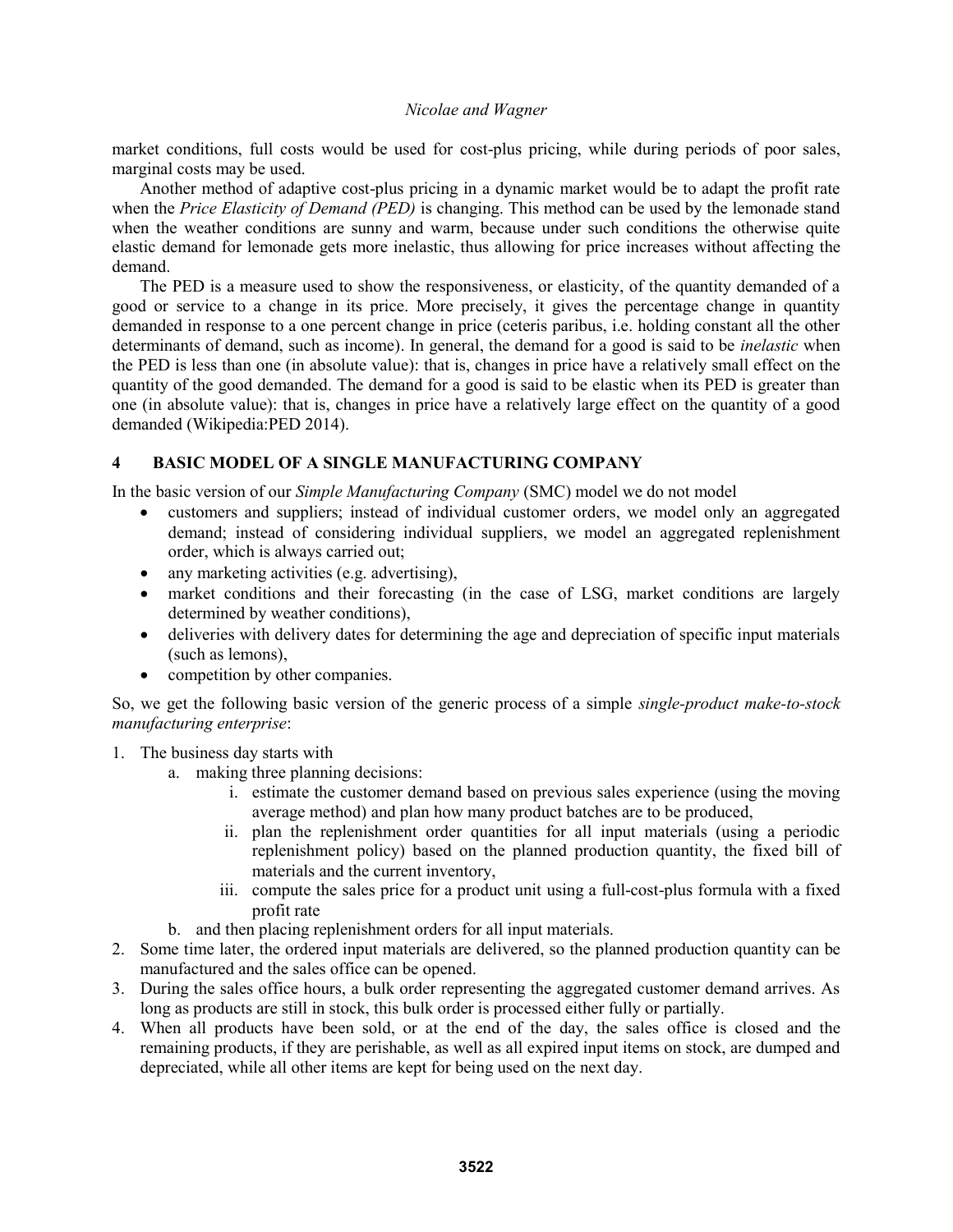market conditions, full costs would be used for cost-plus pricing, while during periods of poor sales, marginal costs may be used.

Another method of adaptive cost-plus pricing in a dynamic market would be to adapt the profit rate when the *Price Elasticity of Demand (PED)* is changing. This method can be used by the lemonade stand when the weather conditions are sunny and warm, because under such conditions the otherwise quite elastic demand for lemonade gets more inelastic, thus allowing for price increases without affecting the demand.

The PED is a measure used to show the responsiveness, or elasticity, of the quantity demanded of a good or service to a change in its price. More precisely, it gives the percentage change in quantity demanded in response to a one percent change in price (ceteris paribus, i.e. holding constant all the other determinants of demand, such as income). In general, the demand for a good is said to be *inelastic* when the PED is less than one (in absolute value): that is, changes in price have a relatively small effect on the quantity of the good demanded. The demand for a good is said to be elastic when its PED is greater than one (in absolute value): that is, changes in price have a relatively large effect on the quantity of a good demanded (Wikipedia:PED 2014).

## 4 BASIC MODEL OF A SINGLE MANUFACTURING COMPANY

In the basic version of our *Simple Manufacturing Company* (SMC) model we do not model

- customers and suppliers; instead of individual customer orders, we model only an aggregated demand; instead of considering individual suppliers, we model an aggregated replenishment order, which is always carried out;
- any marketing activities (e.g. advertising),
- market conditions and their forecasting (in the case of LSG, market conditions are largely determined by weather conditions),
- deliveries with delivery dates for determining the age and depreciation of specific input materials (such as lemons),
- competition by other companies.

So, we get the following basic version of the generic process of a simple *single-product make-to-stock manufacturing enterprise*:

1. The business day starts with
    a. making three planning decisions:
        i. estimate the customer demand based on previous sales experience (using the moving average method) and plan how many product batches are to be produced,
        ii. plan the replenishment order quantities for all input materials (using a periodic replenishment policy) based on the planned production quantity, the fixed bill of materials and the current inventory,
        iii. compute the sales price for a product unit using a full-cost-plus formula with a fixed profit rate
    b. and then placing replenishment orders for all input materials.
2. Some time later, the ordered input materials are delivered, so the planned production quantity can be manufactured and the sales office can be opened.
3. During the sales office hours, a bulk order representing the aggregated customer demand arrives. As long as products are still in stock, this bulk order is processed either fully or partially.
4. When all products have been sold, or at the end of the day, the sales office is closed and the remaining products, if they are perishable, as well as all expired input items on stock, are dumped and depreciated, while all other items are kept for being used on the next day.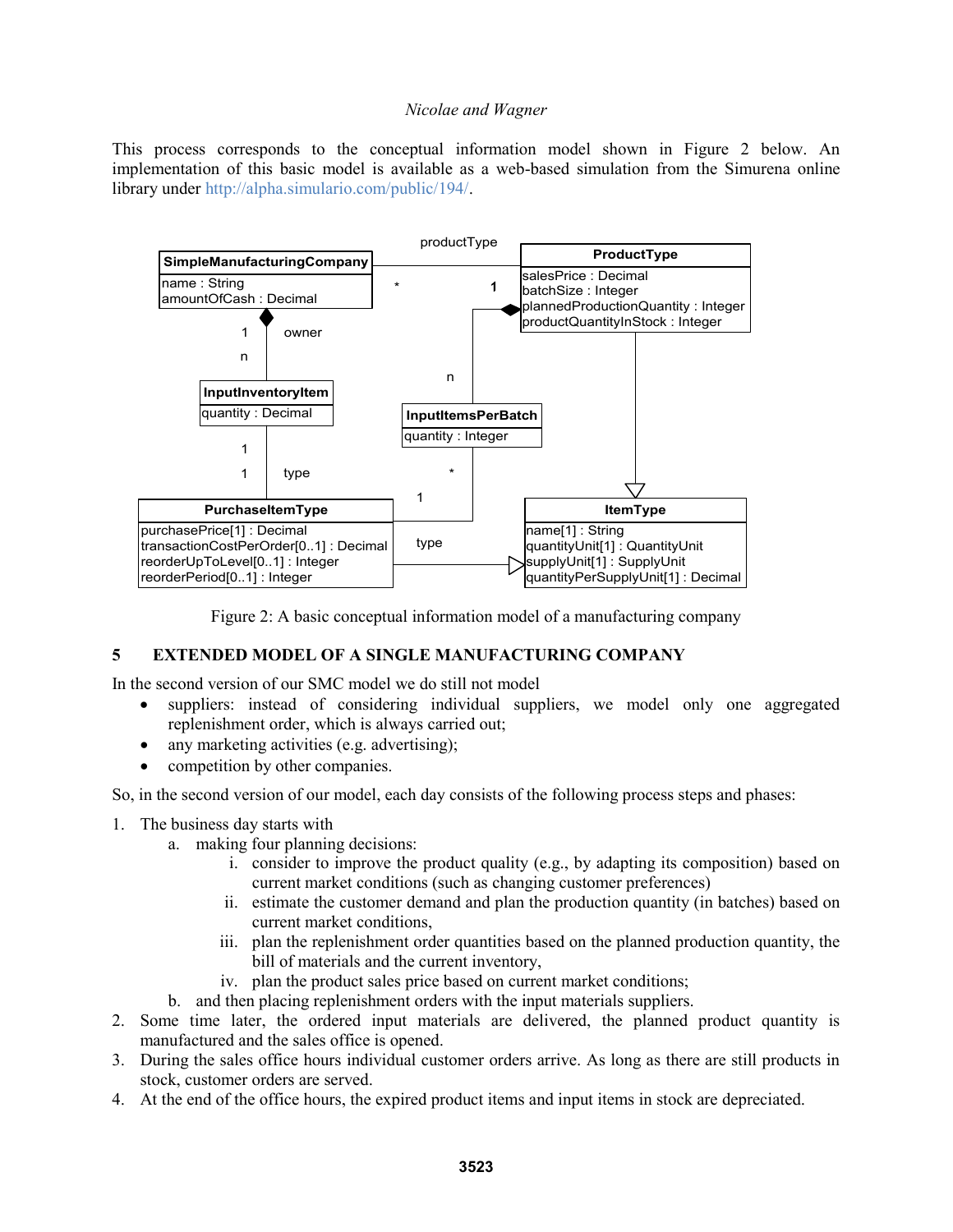This process corresponds to the conceptual information model shown in Figure 2 below. An implementation of this basic model is available as a web-based simulation from the Simurena online library under http://alpha.simulario.com/public/194/.

Figure 2: A basic conceptual information model of a manufacturing company

## 5 EXTENDED MODEL OF A SINGLE MANUFACTURING COMPANY

In the second version of our SMC model we do still not model

- suppliers: instead of considering individual suppliers, we model only one aggregated replenishment order, which is always carried out;
- any marketing activities (e.g. advertising);
- competition by other companies.

So, in the second version of our model, each day consists of the following process steps and phases:

1. The business day starts with
   a. making four planning decisions:
      i. consider to improve the product quality (e.g., by adapting its composition) based on current market conditions (such as changing customer preferences)
      ii. estimate the customer demand and plan the production quantity (in batches) based on current market conditions,
      iii. plan the replenishment order quantities based on the planned production quantity, the bill of materials and the current inventory,
      iv. plan the product sales price based on current market conditions;
   b. and then placing replenishment orders with the input materials suppliers.
2. Some time later, the ordered input materials are delivered, the planned product quantity is manufactured and the sales office is opened.
3. During the sales office hours individual customer orders arrive. As long as there are still products in stock, customer orders are served.
4. At the end of the office hours, the expired product items and input items in stock are depreciated.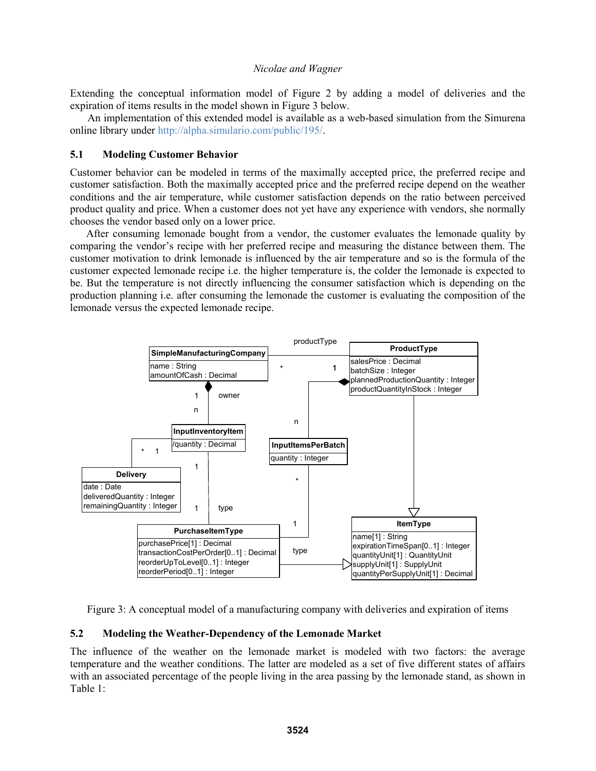Extending the conceptual information model of Figure 2 by adding a model of deliveries and the expiration of items results in the model shown in Figure 3 below.

An implementation of this extended model is available as a web-based simulation from the Simurena online library under http://alpha.simulario.com/public/195/.

### 5.1 Modeling Customer Behavior

Customer behavior can be modeled in terms of the maximally accepted price, the preferred recipe and customer satisfaction. Both the maximally accepted price and the preferred recipe depend on the weather conditions and the air temperature, while customer satisfaction depends on the ratio between perceived product quality and price. When a customer does not yet have any experience with vendors, she normally chooses the vendor based only on a lower price.

After consuming lemonade bought from a vendor, the customer evaluates the lemonade quality by comparing the vendor's recipe with her preferred recipe and measuring the distance between them. The customer motivation to drink lemonade is influenced by the air temperature and so is the formula of the customer expected lemonade recipe i.e. the higher temperature is, the colder the lemonade is expected to be. But the temperature is not directly influencing the consumer satisfaction which is depending on the production planning i.e. after consuming the lemonade the customer is evaluating the composition of the lemonade versus the expected lemonade recipe.

Figure 3: A conceptual model of a manufacturing company with deliveries and expiration of items

### 5.2 Modeling the Weather-Dependency of the Lemonade Market

The influence of the weather on the lemonade market is modeled with two factors: the average temperature and the weather conditions. The latter are modeled as a set of five different states of affairs with an associated percentage of the people living in the area passing by the lemonade stand, as shown in Table 1: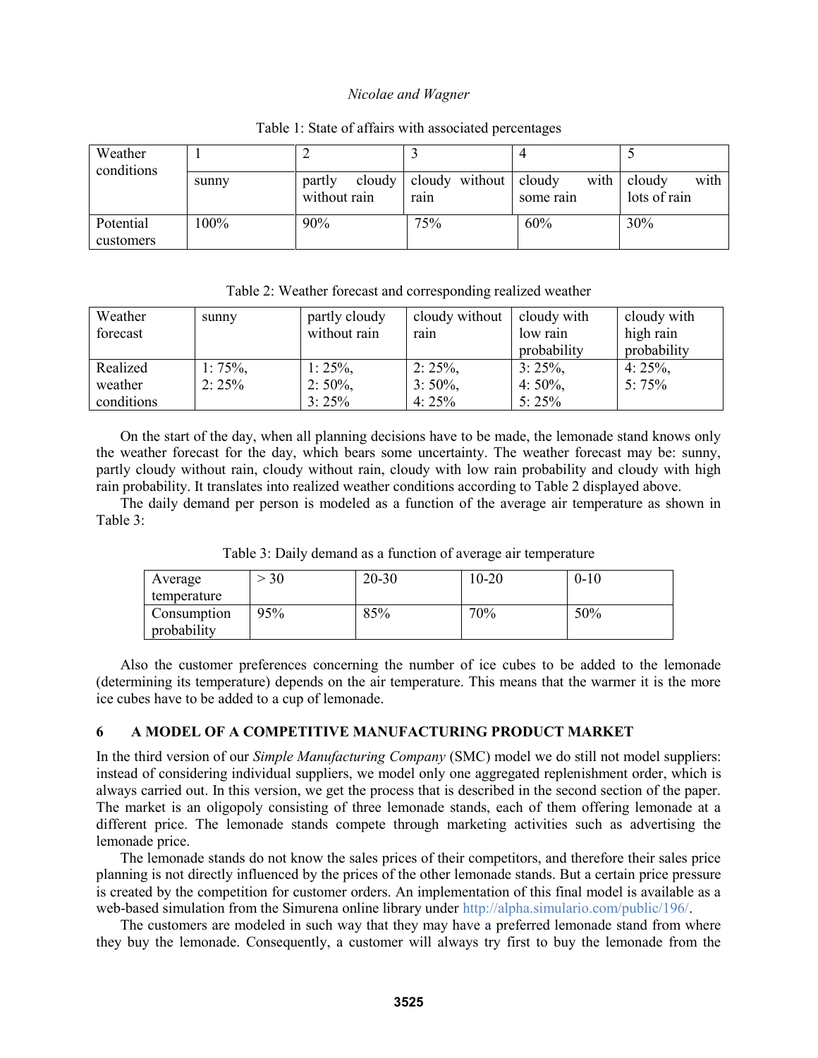Table 1: State of affairs with associated percentages

| Weather conditions | 1 | 2 | 3 | 4 | 5 |
|---|---|---|---|---|---|
| | sunny | partly cloudy without rain | cloudy without rain | cloudy with some rain | cloudy with lots of rain |
| Potential customers | 100% | 90% | 75% | 60% | 30% |

Table 2: Weather forecast and corresponding realized weather

| Weather forecast | sunny | partly cloudy without rain | cloudy without rain | cloudy with low rain probability | cloudy with high rain probability |
|---|---|---|---|---|---|
| Realized weather conditions | 1: 75%, 2: 25% | 1: 25%, 2: 50%, 3: 25% | 2: 25%, 3: 50%, 4: 25% | 3: 25%, 4: 50%, 5: 25% | 4: 25%, 5: 75% |

On the start of the day, when all planning decisions have to be made, the lemonade stand knows only the weather forecast for the day, which bears some uncertainty. The weather forecast may be: sunny, partly cloudy without rain, cloudy without rain, cloudy with low rain probability and cloudy with high rain probability. It translates into realized weather conditions according to Table 2 displayed above.

The daily demand per person is modeled as a function of the average air temperature as shown in Table 3:

Table 3: Daily demand as a function of average air temperature

| Average temperature | > 30 | 20-30 | 10-20 | 0-10 |
|---|---|---|---|---|
| Consumption probability | 95% | 85% | 70% | 50% |

Also the customer preferences concerning the number of ice cubes to be added to the lemonade (determining its temperature) depends on the air temperature. This means that the warmer it is the more ice cubes have to be added to a cup of lemonade.

## 6 A MODEL OF A COMPETITIVE MANUFACTURING PRODUCT MARKET

In the third version of our *Simple Manufacturing Company* (SMC) model we do still not model suppliers: instead of considering individual suppliers, we model only one aggregated replenishment order, which is always carried out. In this version, we get the process that is described in the second section of the paper. The market is an oligopoly consisting of three lemonade stands, each of them offering lemonade at a different price. The lemonade stands compete through marketing activities such as advertising the lemonade price.

The lemonade stands do not know the sales prices of their competitors, and therefore their sales price planning is not directly influenced by the prices of the other lemonade stands. But a certain price pressure is created by the competition for customer orders. An implementation of this final model is available as a web-based simulation from the Simurena online library under http://alpha.simulario.com/public/196/.

The customers are modeled in such way that they may have a preferred lemonade stand from where they buy the lemonade. Consequently, a customer will always try first to buy the lemonade from the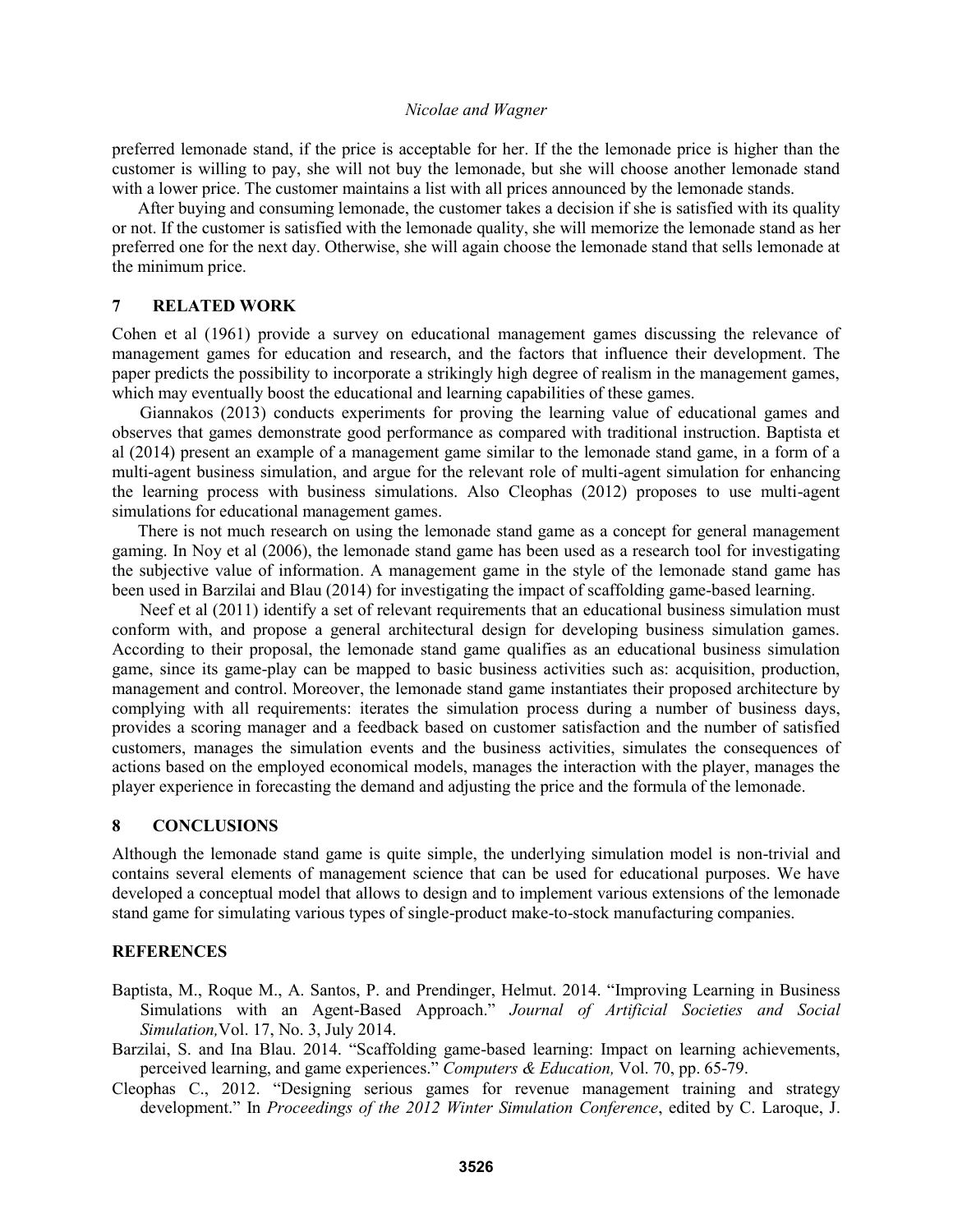preferred lemonade stand, if the price is acceptable for her. If the the lemonade price is higher than the customer is willing to pay, she will not buy the lemonade, but she will choose another lemonade stand with a lower price. The customer maintains a list with all prices announced by the lemonade stands.

After buying and consuming lemonade, the customer takes a decision if she is satisfied with its quality or not. If the customer is satisfied with the lemonade quality, she will memorize the lemonade stand as her preferred one for the next day. Otherwise, she will again choose the lemonade stand that sells lemonade at the minimum price.

## 7 RELATED WORK

Cohen et al (1961) provide a survey on educational management games discussing the relevance of management games for education and research, and the factors that influence their development. The paper predicts the possibility to incorporate a strikingly high degree of realism in the management games, which may eventually boost the educational and learning capabilities of these games.

Giannakos (2013) conducts experiments for proving the learning value of educational games and observes that games demonstrate good performance as compared with traditional instruction. Baptista et al (2014) present an example of a management game similar to the lemonade stand game, in a form of a multi-agent business simulation, and argue for the relevant role of multi-agent simulation for enhancing the learning process with business simulations. Also Cleophas (2012) proposes to use multi-agent simulations for educational management games.

There is not much research on using the lemonade stand game as a concept for general management gaming. In Noy et al (2006), the lemonade stand game has been used as a research tool for investigating the subjective value of information. A management game in the style of the lemonade stand game has been used in Barzilai and Blau (2014) for investigating the impact of scaffolding game-based learning.

Neef et al (2011) identify a set of relevant requirements that an educational business simulation must conform with, and propose a general architectural design for developing business simulation games. According to their proposal, the lemonade stand game qualifies as an educational business simulation game, since its game-play can be mapped to basic business activities such as: acquisition, production, management and control. Moreover, the lemonade stand game instantiates their proposed architecture by complying with all requirements: iterates the simulation process during a number of business days, provides a scoring manager and a feedback based on customer satisfaction and the number of satisfied customers, manages the simulation events and the business activities, simulates the consequences of actions based on the employed economical models, manages the interaction with the player, manages the player experience in forecasting the demand and adjusting the price and the formula of the lemonade.

## 8 CONCLUSIONS

Although the lemonade stand game is quite simple, the underlying simulation model is non-trivial and contains several elements of management science that can be used for educational purposes. We have developed a conceptual model that allows to design and to implement various extensions of the lemonade stand game for simulating various types of single-product make-to-stock manufacturing companies.

## REFERENCES

Baptista, M., Roque M., A. Santos, P. and Prendinger, Helmut. 2014. "Improving Learning in Business Simulations with an Agent-Based Approach." *Journal of Artificial Societies and Social Simulation,* Vol. 17, No. 3, July 2014.

Barzilai, S. and Ina Blau. 2014. "Scaffolding game-based learning: Impact on learning achievements, perceived learning, and game experiences." *Computers & Education,* Vol. 70, pp. 65-79.

Cleophas C., 2012. "Designing serious games for revenue management training and strategy development." In *Proceedings of the 2012 Winter Simulation Conference*, edited by C. Laroque, J.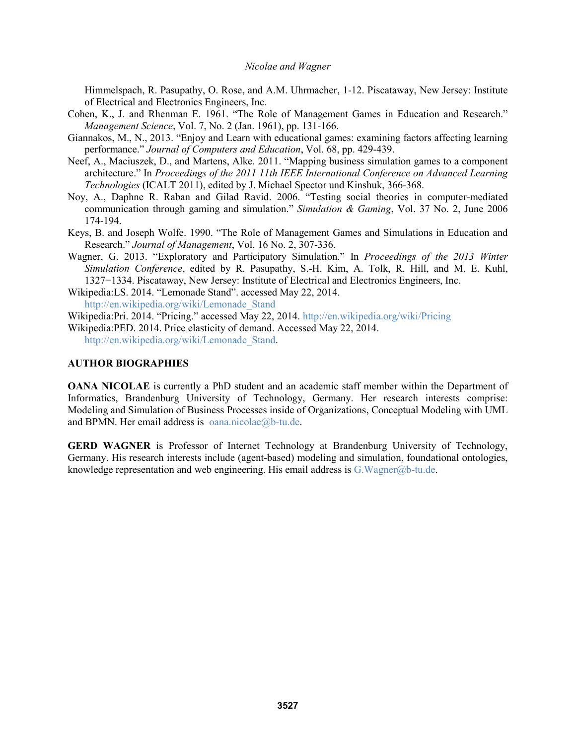Himmelspach, R. Pasupathy, O. Rose, and A.M. Uhrmacher, 1-12. Piscataway, New Jersey: Institute of Electrical and Electronics Engineers, Inc.

Cohen, K., J. and Rhenman E. 1961. "The Role of Management Games in Education and Research." *Management Science*, Vol. 7, No. 2 (Jan. 1961), pp. 131-166.

Giannakos, M., N., 2013. "Enjoy and Learn with educational games: examining factors affecting learning performance." *Journal of Computers and Education*, Vol. 68, pp. 429-439.

Neef, A., Maciuszek, D., and Martens, Alke. 2011. "Mapping business simulation games to a component architecture." In *Proceedings of the 2011 11th IEEE International Conference on Advanced Learning Technologies* (ICALT 2011), edited by J. Michael Spector und Kinshuk, 366-368.

Noy, A., Daphne R. Raban and Gilad Ravid. 2006. "Testing social theories in computer-mediated communication through gaming and simulation." *Simulation & Gaming*, Vol. 37 No. 2, June 2006 174-194.

Keys, B. and Joseph Wolfe. 1990. "The Role of Management Games and Simulations in Education and Research." *Journal of Management*, Vol. 16 No. 2, 307-336.

Wagner, G. 2013. "Exploratory and Participatory Simulation." In *Proceedings of the 2013 Winter Simulation Conference*, edited by R. Pasupathy, S.-H. Kim, A. Tolk, R. Hill, and M. E. Kuhl, 1327−1334. Piscataway, New Jersey: Institute of Electrical and Electronics Engineers, Inc.

Wikipedia:LS. 2014. "Lemonade Stand". accessed May 22, 2014. http://en.wikipedia.org/wiki/Lemonade_Stand

Wikipedia:Pri. 2014. "Pricing." accessed May 22, 2014. http://en.wikipedia.org/wiki/Pricing

Wikipedia:PED. 2014. Price elasticity of demand. Accessed May 22, 2014. http://en.wikipedia.org/wiki/Lemonade_Stand.

## AUTHOR BIOGRAPHIES

**OANA NICOLAE** is currently a PhD student and an academic staff member within the Department of Informatics, Brandenburg University of Technology, Germany. Her research interests comprise: Modeling and Simulation of Business Processes inside of Organizations, Conceptual Modeling with UML and BPMN. Her email address is oana.nicolae@b-tu.de.

**GERD WAGNER** is Professor of Internet Technology at Brandenburg University of Technology, Germany. His research interests include (agent-based) modeling and simulation, foundational ontologies, knowledge representation and web engineering. His email address is G.Wagner@b-tu.de.